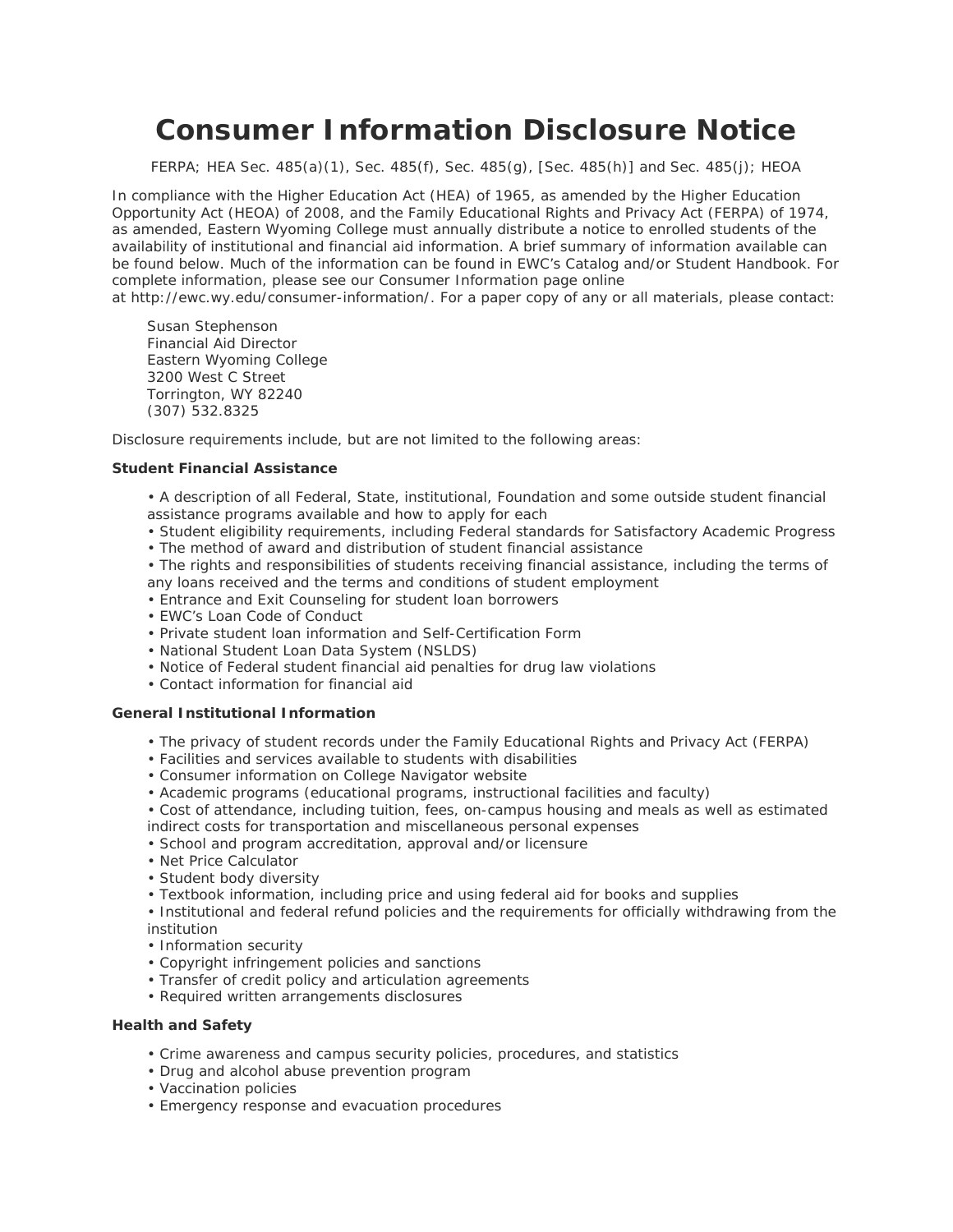# Consumer Information Disclosure Notice

FERPA; HEA Sec. 485(a)(1), Sec. 485(f), Sec. 485(g), [Sec. 485(h)] and Sec. 485(j); HEOA

In compliance with the Higher Education Act (HEA) of 1965, as amended by the Higher Education Opportunity Act (HEOA) of 2008, and the Family Educational Rights and Privacy Act (FERPA) of 1974, as amended, Eastern Wyoming College must annually distribute a notice to enrolled students of the availability of institutional and financial aid information. A brief summary of information available can be found below. Much of the information can be found in EWC's Catalog and/or Student Handbook. For complete information, please see our Consumer Information page online at http://ewc.wy.edu/consumer-information/. For a paper copy of any or all materials, please contact:

Susan Stephenson
Financial Aid Director
Eastern Wyoming College
3200 West C Street
Torrington, WY 82240
(307) 532.8325

Disclosure requirements include, but are not limited to the following areas:

**Student Financial Assistance**

- A description of all Federal, State, institutional, Foundation and some outside student financial assistance programs available and how to apply for each
- Student eligibility requirements, including Federal standards for Satisfactory Academic Progress
- The method of award and distribution of student financial assistance
- The rights and responsibilities of students receiving financial assistance, including the terms of any loans received and the terms and conditions of student employment
- Entrance and Exit Counseling for student loan borrowers
- EWC's Loan Code of Conduct
- Private student loan information and Self-Certification Form
- National Student Loan Data System (NSLDS)
- Notice of Federal student financial aid penalties for drug law violations
- Contact information for financial aid

**General Institutional Information**

- The privacy of student records under the Family Educational Rights and Privacy Act (FERPA)
- Facilities and services available to students with disabilities
- Consumer information on College Navigator website
- Academic programs (educational programs, instructional facilities and faculty)
- Cost of attendance, including tuition, fees, on-campus housing and meals as well as estimated indirect costs for transportation and miscellaneous personal expenses
- School and program accreditation, approval and/or licensure
- Net Price Calculator
- Student body diversity
- Textbook information, including price and using federal aid for books and supplies
- Institutional and federal refund policies and the requirements for officially withdrawing from the institution
- Information security
- Copyright infringement policies and sanctions
- Transfer of credit policy and articulation agreements
- Required written arrangements disclosures

**Health and Safety**

- Crime awareness and campus security policies, procedures, and statistics
- Drug and alcohol abuse prevention program
- Vaccination policies
- Emergency response and evacuation procedures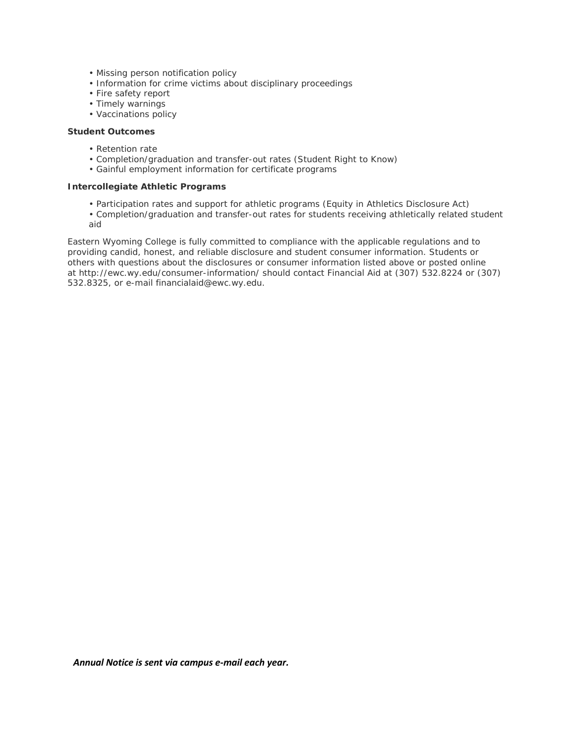- Missing person notification policy
- Information for crime victims about disciplinary proceedings
- Fire safety report
- Timely warnings
- Vaccinations policy

**Student Outcomes**

- Retention rate
- Completion/graduation and transfer-out rates (Student Right to Know)
- Gainful employment information for certificate programs

**Intercollegiate Athletic Programs**

- Participation rates and support for athletic programs (Equity in Athletics Disclosure Act)
- Completion/graduation and transfer-out rates for students receiving athletically related student aid

Eastern Wyoming College is fully committed to compliance with the applicable regulations and to providing candid, honest, and reliable disclosure and student consumer information. Students or others with questions about the disclosures or consumer information listed above or posted online at http://ewc.wy.edu/consumer-information/ should contact Financial Aid at (307) 532.8224 or (307) 532.8325, or e-mail financialaid@ewc.wy.edu.

***Annual Notice is sent via campus e-mail each year.***